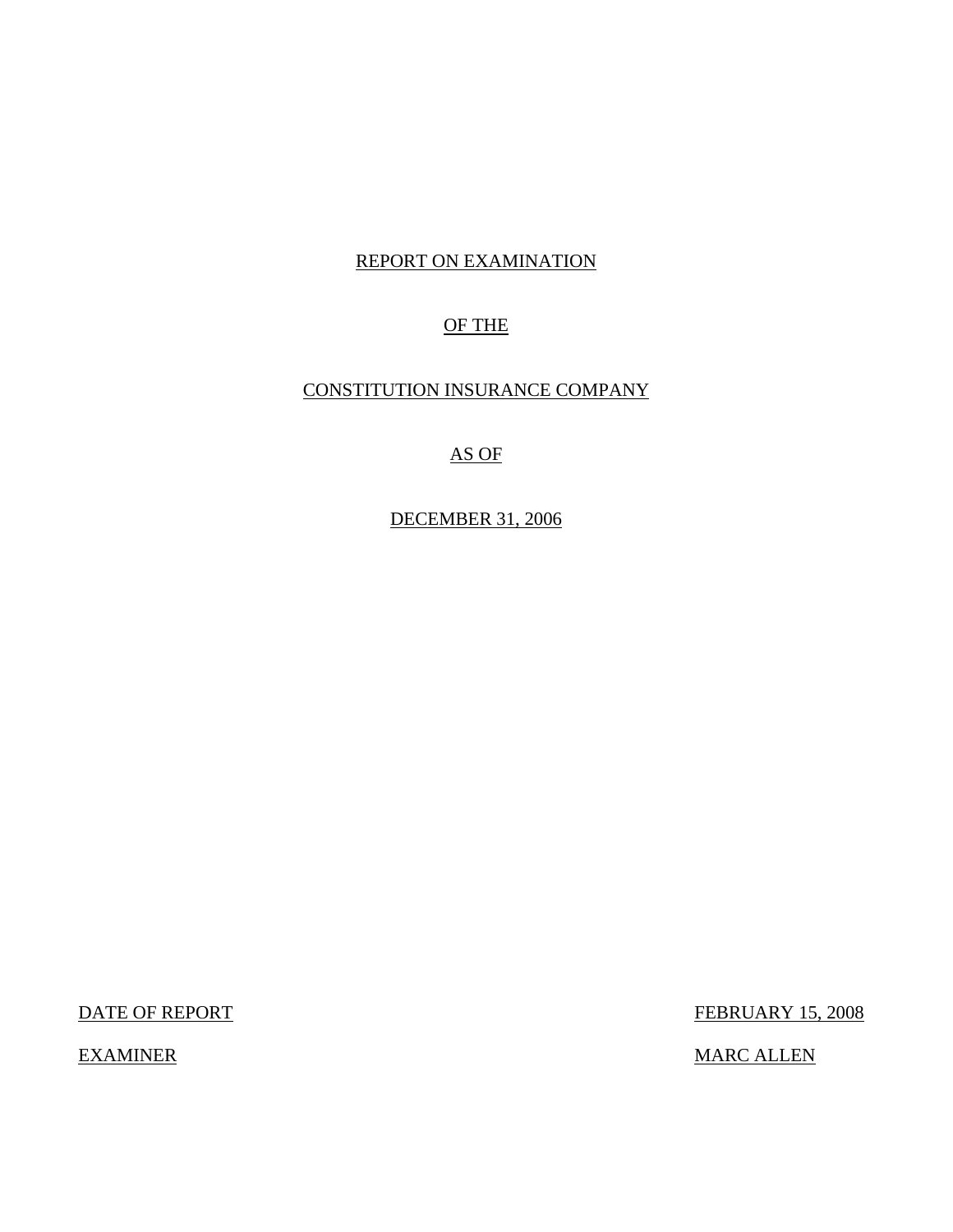REPORT ON EXAMINATION

OF THE

CONSTITUTION INSURANCE COMPANY

AS OF

DECEMBER 31, 2006

DATE OF REPORT FEBRUARY 15, 2008

EXAMINER MARC ALLEN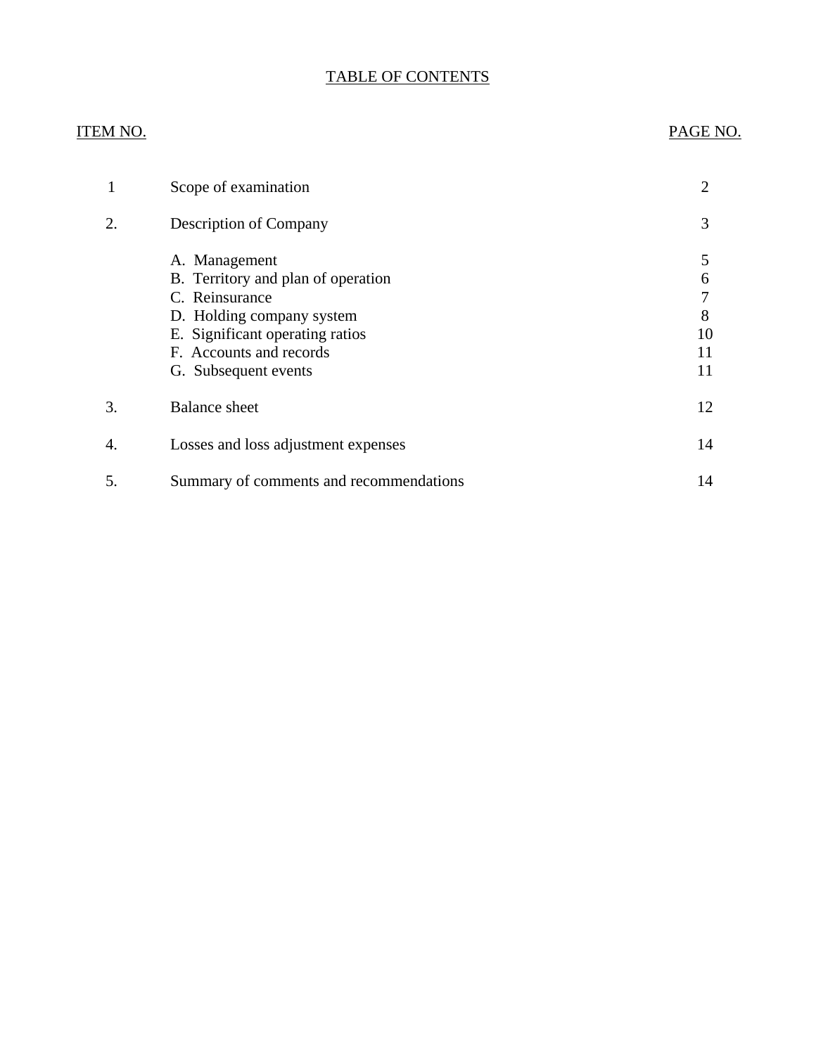# TABLE OF CONTENTS

| ITEM NO. | | PAGE NO. |
|---|---|---|
| 1 | Scope of examination | 2 |
| 2. | Description of Company | 3 |
| | A. Management | 5 |
| | B. Territory and plan of operation | 6 |
| | C. Reinsurance | 7 |
| | D. Holding company system | 8 |
| | E. Significant operating ratios | 10 |
| | F. Accounts and records | 11 |
| | G. Subsequent events | 11 |
| 3. | Balance sheet | 12 |
| 4. | Losses and loss adjustment expenses | 14 |
| 5. | Summary of comments and recommendations | 14 |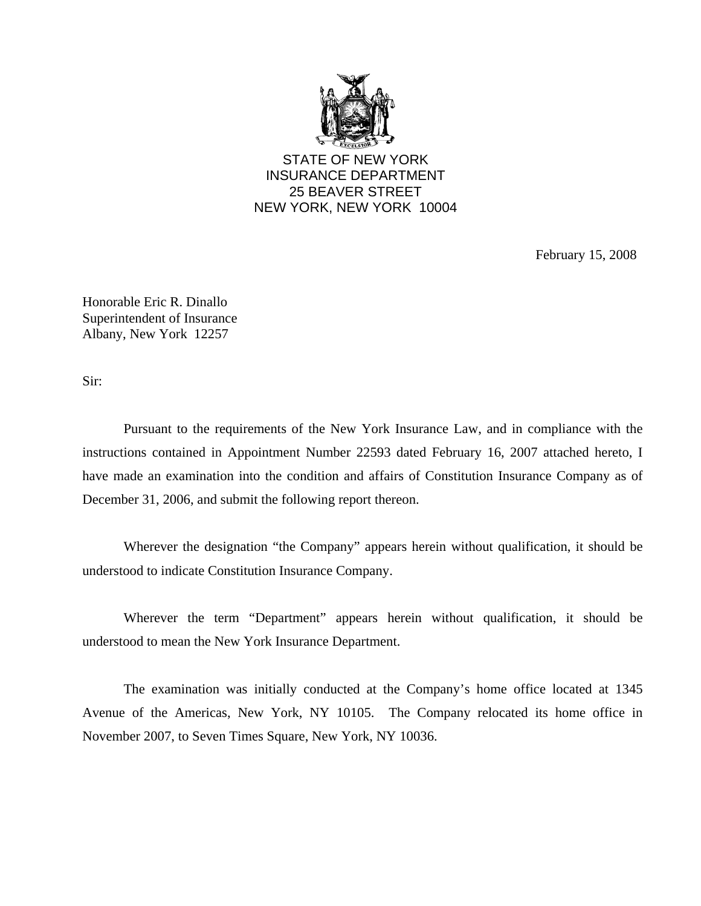STATE OF NEW YORK
INSURANCE DEPARTMENT
25 BEAVER STREET
NEW YORK, NEW YORK 10004

February 15, 2008

Honorable Eric R. Dinallo
Superintendent of Insurance
Albany, New York 12257

Sir:

Pursuant to the requirements of the New York Insurance Law, and in compliance with the instructions contained in Appointment Number 22593 dated February 16, 2007 attached hereto, I have made an examination into the condition and affairs of Constitution Insurance Company as of December 31, 2006, and submit the following report thereon.

Wherever the designation "the Company" appears herein without qualification, it should be understood to indicate Constitution Insurance Company.

Wherever the term "Department" appears herein without qualification, it should be understood to mean the New York Insurance Department.

The examination was initially conducted at the Company's home office located at 1345 Avenue of the Americas, New York, NY 10105. The Company relocated its home office in November 2007, to Seven Times Square, New York, NY 10036.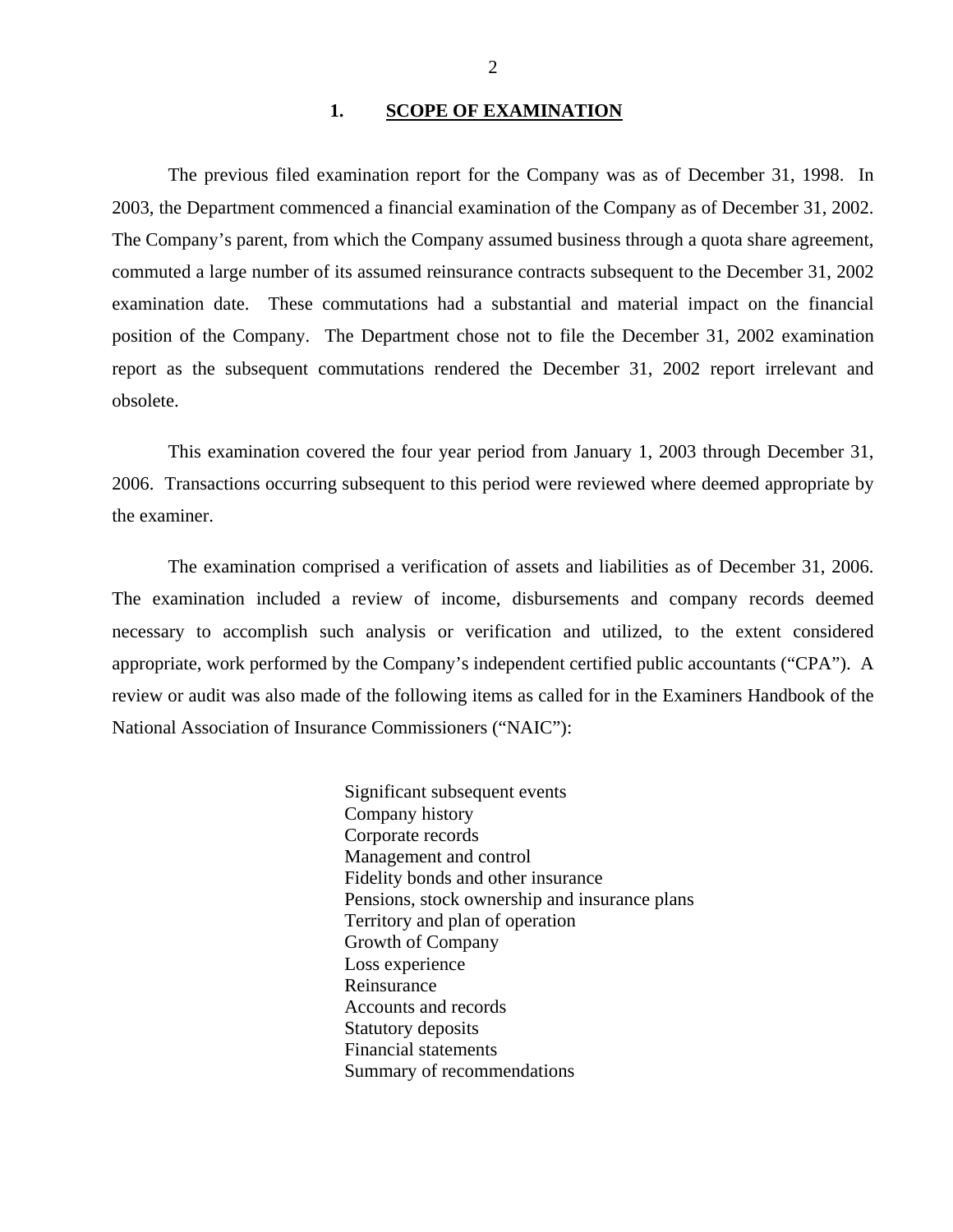## 1. SCOPE OF EXAMINATION

The previous filed examination report for the Company was as of December 31, 1998. In 2003, the Department commenced a financial examination of the Company as of December 31, 2002. The Company's parent, from which the Company assumed business through a quota share agreement, commuted a large number of its assumed reinsurance contracts subsequent to the December 31, 2002 examination date. These commutations had a substantial and material impact on the financial position of the Company. The Department chose not to file the December 31, 2002 examination report as the subsequent commutations rendered the December 31, 2002 report irrelevant and obsolete.

This examination covered the four year period from January 1, 2003 through December 31, 2006. Transactions occurring subsequent to this period were reviewed where deemed appropriate by the examiner.

The examination comprised a verification of assets and liabilities as of December 31, 2006. The examination included a review of income, disbursements and company records deemed necessary to accomplish such analysis or verification and utilized, to the extent considered appropriate, work performed by the Company's independent certified public accountants ("CPA"). A review or audit was also made of the following items as called for in the Examiners Handbook of the National Association of Insurance Commissioners ("NAIC"):

Significant subsequent events
Company history
Corporate records
Management and control
Fidelity bonds and other insurance
Pensions, stock ownership and insurance plans
Territory and plan of operation
Growth of Company
Loss experience
Reinsurance
Accounts and records
Statutory deposits
Financial statements
Summary of recommendations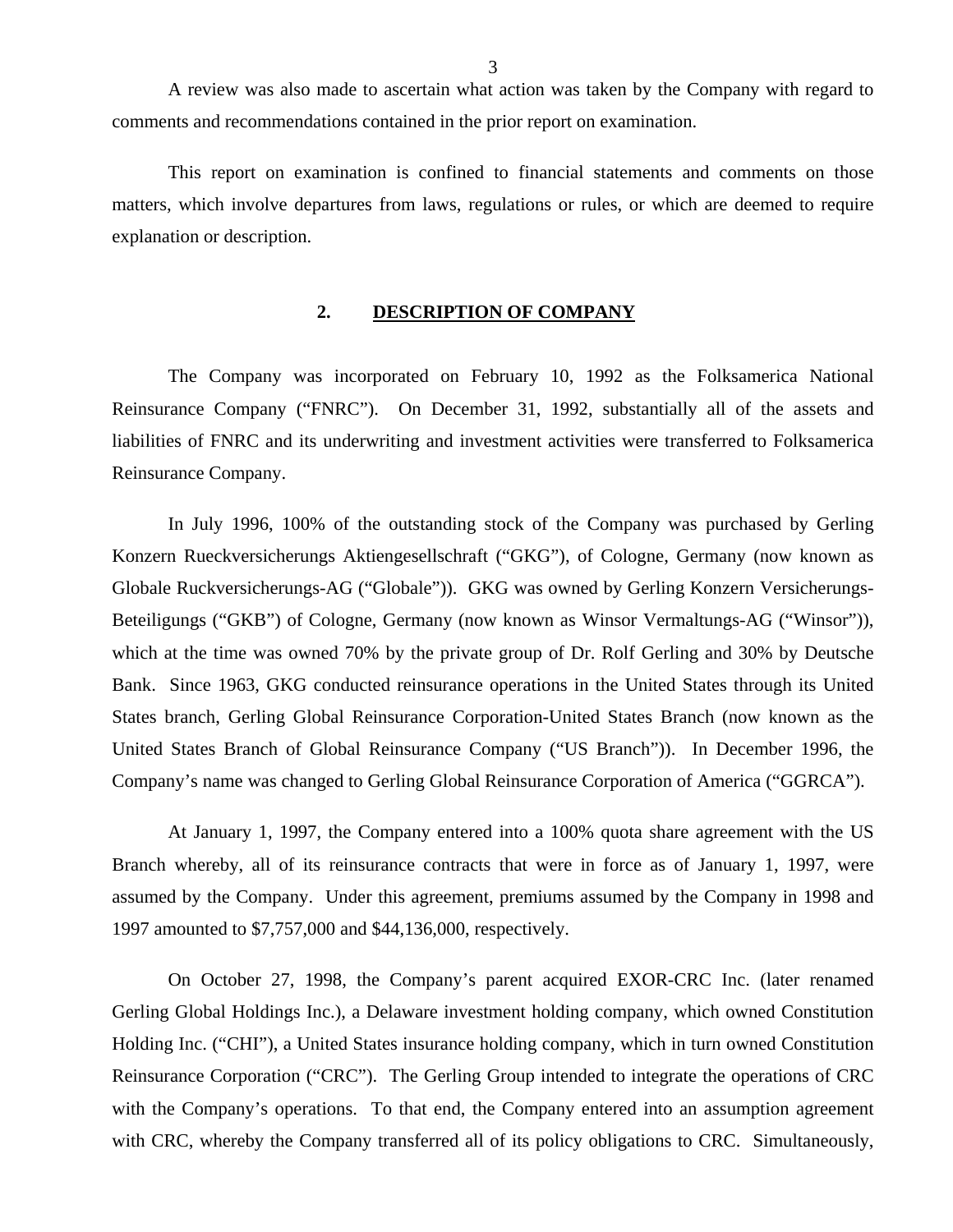A review was also made to ascertain what action was taken by the Company with regard to comments and recommendations contained in the prior report on examination.

This report on examination is confined to financial statements and comments on those matters, which involve departures from laws, regulations or rules, or which are deemed to require explanation or description.

## 2. DESCRIPTION OF COMPANY

The Company was incorporated on February 10, 1992 as the Folksamerica National Reinsurance Company ("FNRC"). On December 31, 1992, substantially all of the assets and liabilities of FNRC and its underwriting and investment activities were transferred to Folksamerica Reinsurance Company.

In July 1996, 100% of the outstanding stock of the Company was purchased by Gerling Konzern Rueckversicherungs Aktiengesellschraft ("GKG"), of Cologne, Germany (now known as Globale Ruckversicherungs-AG ("Globale")). GKG was owned by Gerling Konzern Versicherungs-Beteiligungs ("GKB") of Cologne, Germany (now known as Winsor Vermaltungs-AG ("Winsor")), which at the time was owned 70% by the private group of Dr. Rolf Gerling and 30% by Deutsche Bank. Since 1963, GKG conducted reinsurance operations in the United States through its United States branch, Gerling Global Reinsurance Corporation-United States Branch (now known as the United States Branch of Global Reinsurance Company ("US Branch")). In December 1996, the Company's name was changed to Gerling Global Reinsurance Corporation of America ("GGRCA").

At January 1, 1997, the Company entered into a 100% quota share agreement with the US Branch whereby, all of its reinsurance contracts that were in force as of January 1, 1997, were assumed by the Company. Under this agreement, premiums assumed by the Company in 1998 and 1997 amounted to $7,757,000 and $44,136,000, respectively.

On October 27, 1998, the Company's parent acquired EXOR-CRC Inc. (later renamed Gerling Global Holdings Inc.), a Delaware investment holding company, which owned Constitution Holding Inc. ("CHI"), a United States insurance holding company, which in turn owned Constitution Reinsurance Corporation ("CRC"). The Gerling Group intended to integrate the operations of CRC with the Company's operations. To that end, the Company entered into an assumption agreement with CRC, whereby the Company transferred all of its policy obligations to CRC. Simultaneously,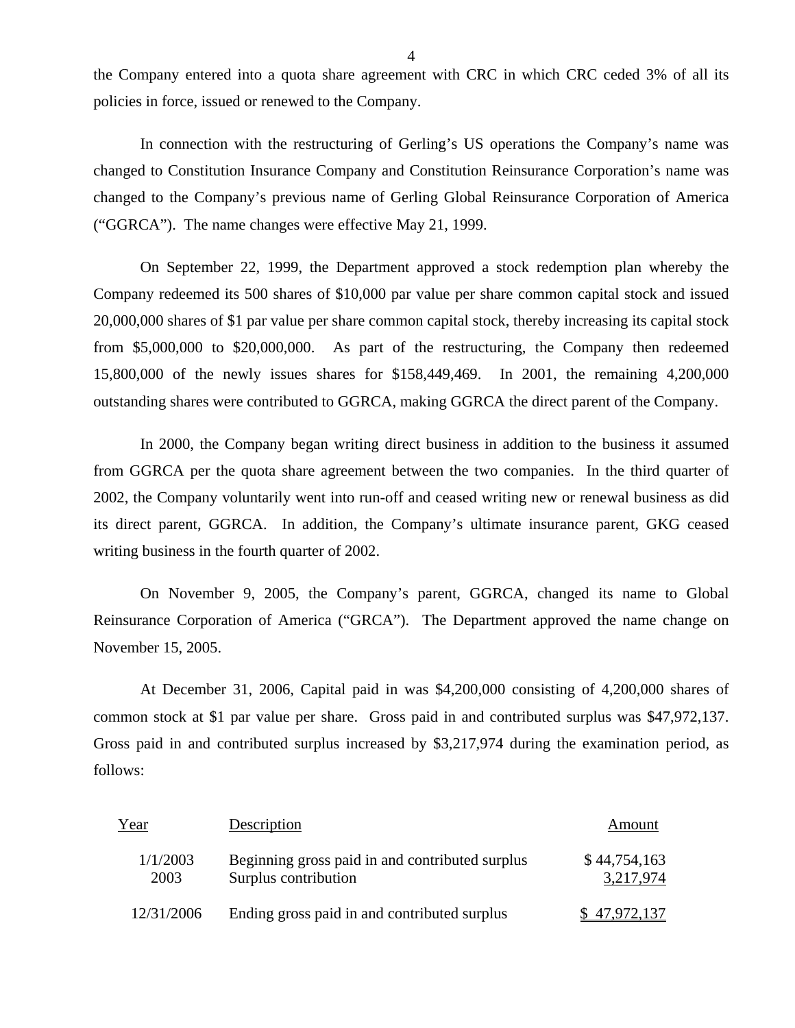the Company entered into a quota share agreement with CRC in which CRC ceded 3% of all its policies in force, issued or renewed to the Company.

In connection with the restructuring of Gerling's US operations the Company's name was changed to Constitution Insurance Company and Constitution Reinsurance Corporation's name was changed to the Company's previous name of Gerling Global Reinsurance Corporation of America ("GGRCA"). The name changes were effective May 21, 1999.

On September 22, 1999, the Department approved a stock redemption plan whereby the Company redeemed its 500 shares of $10,000 par value per share common capital stock and issued 20,000,000 shares of $1 par value per share common capital stock, thereby increasing its capital stock from $5,000,000 to $20,000,000. As part of the restructuring, the Company then redeemed 15,800,000 of the newly issues shares for $158,449,469. In 2001, the remaining 4,200,000 outstanding shares were contributed to GGRCA, making GGRCA the direct parent of the Company.

In 2000, the Company began writing direct business in addition to the business it assumed from GGRCA per the quota share agreement between the two companies. In the third quarter of 2002, the Company voluntarily went into run-off and ceased writing new or renewal business as did its direct parent, GGRCA. In addition, the Company's ultimate insurance parent, GKG ceased writing business in the fourth quarter of 2002.

On November 9, 2005, the Company's parent, GGRCA, changed its name to Global Reinsurance Corporation of America ("GRCA"). The Department approved the name change on November 15, 2005.

At December 31, 2006, Capital paid in was $4,200,000 consisting of 4,200,000 shares of common stock at $1 par value per share. Gross paid in and contributed surplus was $47,972,137. Gross paid in and contributed surplus increased by $3,217,974 during the examination period, as follows:

| Year | Description | Amount |
|---|---|---|
| 1/1/2003 | Beginning gross paid in and contributed surplus | $ 44,754,163 |
| 2003 | Surplus contribution | 3,217,974 |
| 12/31/2006 | Ending gross paid in and contributed surplus | $ 47,972,137 |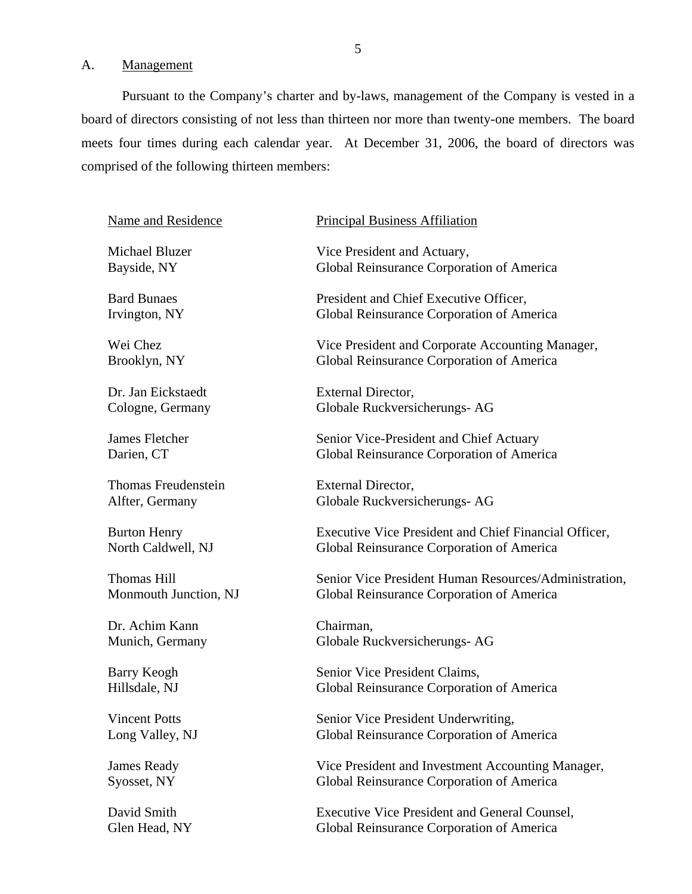## A. Management

Pursuant to the Company's charter and by-laws, management of the Company is vested in a board of directors consisting of not less than thirteen nor more than twenty-one members. The board meets four times during each calendar year. At December 31, 2006, the board of directors was comprised of the following thirteen members:

| Name and Residence | Principal Business Affiliation |
|---|---|
| Michael Bluzer<br>Bayside, NY | Vice President and Actuary,<br>Global Reinsurance Corporation of America |
| Bard Bunaes<br>Irvington, NY | President and Chief Executive Officer,<br>Global Reinsurance Corporation of America |
| Wei Chez<br>Brooklyn, NY | Vice President and Corporate Accounting Manager,<br>Global Reinsurance Corporation of America |
| Dr. Jan Eickstaedt<br>Cologne, Germany | External Director,<br>Globale Ruckversicherungs- AG |
| James Fletcher<br>Darien, CT | Senior Vice-President and Chief Actuary<br>Global Reinsurance Corporation of America |
| Thomas Freudenstein<br>Alfter, Germany | External Director,<br>Globale Ruckversicherungs- AG |
| Burton Henry<br>North Caldwell, NJ | Executive Vice President and Chief Financial Officer,<br>Global Reinsurance Corporation of America |
| Thomas Hill<br>Monmouth Junction, NJ | Senior Vice President Human Resources/Administration,<br>Global Reinsurance Corporation of America |
| Dr. Achim Kann<br>Munich, Germany | Chairman,<br>Globale Ruckversicherungs- AG |
| Barry Keogh<br>Hillsdale, NJ | Senior Vice President Claims,<br>Global Reinsurance Corporation of America |
| Vincent Potts<br>Long Valley, NJ | Senior Vice President Underwriting,<br>Global Reinsurance Corporation of America |
| James Ready<br>Syosset, NY | Vice President and Investment Accounting Manager,<br>Global Reinsurance Corporation of America |
| David Smith<br>Glen Head, NY | Executive Vice President and General Counsel,<br>Global Reinsurance Corporation of America |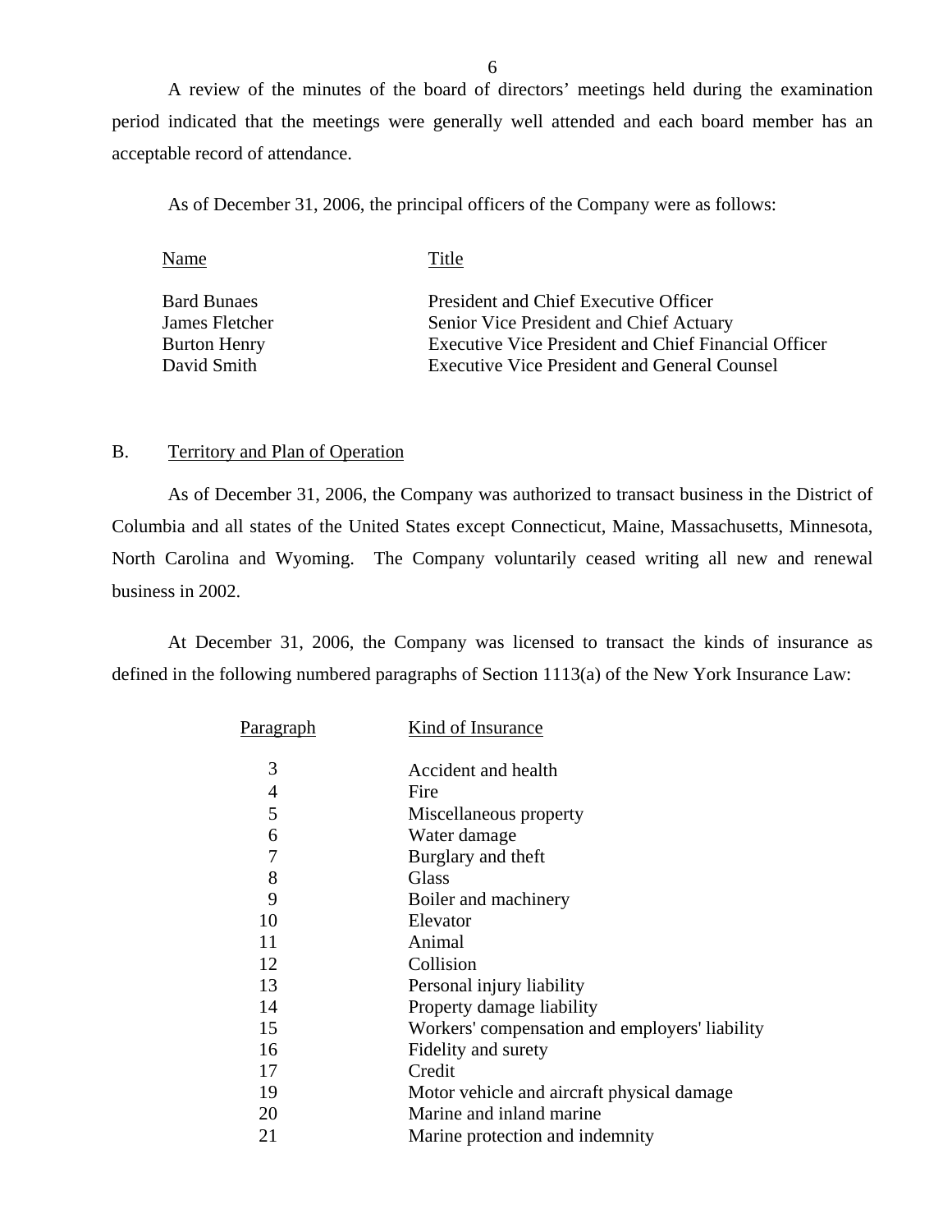A review of the minutes of the board of directors' meetings held during the examination period indicated that the meetings were generally well attended and each board member has an acceptable record of attendance.

As of December 31, 2006, the principal officers of the Company were as follows:

| Name | Title |
|---|---|
| Bard Bunaes | President and Chief Executive Officer |
| James Fletcher | Senior Vice President and Chief Actuary |
| Burton Henry | Executive Vice President and Chief Financial Officer |
| David Smith | Executive Vice President and General Counsel |

## B. Territory and Plan of Operation

As of December 31, 2006, the Company was authorized to transact business in the District of Columbia and all states of the United States except Connecticut, Maine, Massachusetts, Minnesota, North Carolina and Wyoming. The Company voluntarily ceased writing all new and renewal business in 2002.

At December 31, 2006, the Company was licensed to transact the kinds of insurance as defined in the following numbered paragraphs of Section 1113(a) of the New York Insurance Law:

| Paragraph | Kind of Insurance |
|---|---|
| 3 | Accident and health |
| 4 | Fire |
| 5 | Miscellaneous property |
| 6 | Water damage |
| 7 | Burglary and theft |
| 8 | Glass |
| 9 | Boiler and machinery |
| 10 | Elevator |
| 11 | Animal |
| 12 | Collision |
| 13 | Personal injury liability |
| 14 | Property damage liability |
| 15 | Workers' compensation and employers' liability |
| 16 | Fidelity and surety |
| 17 | Credit |
| 19 | Motor vehicle and aircraft physical damage |
| 20 | Marine and inland marine |
| 21 | Marine protection and indemnity |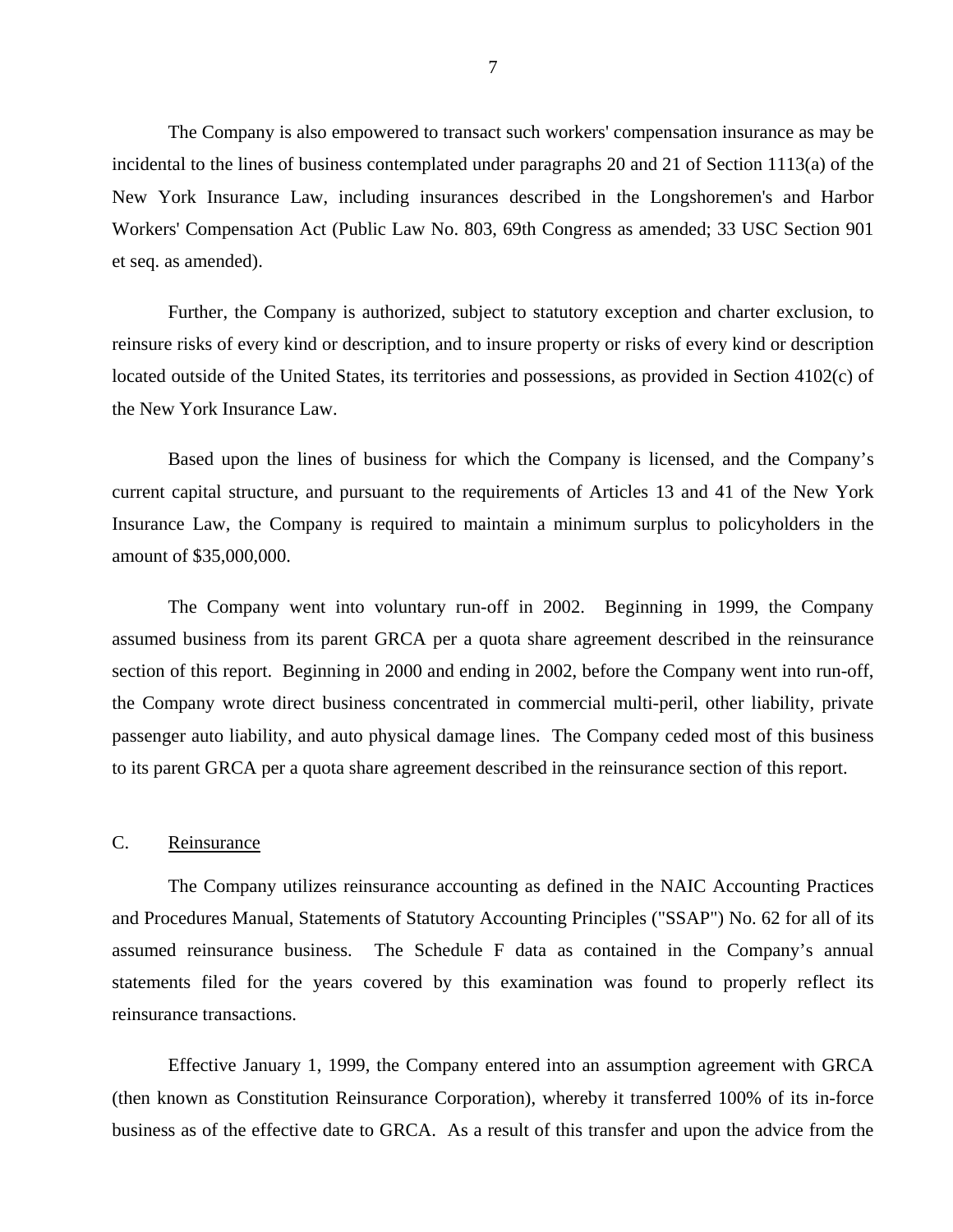The Company is also empowered to transact such workers' compensation insurance as may be incidental to the lines of business contemplated under paragraphs 20 and 21 of Section 1113(a) of the New York Insurance Law, including insurances described in the Longshoremen's and Harbor Workers' Compensation Act (Public Law No. 803, 69th Congress as amended; 33 USC Section 901 et seq. as amended).

Further, the Company is authorized, subject to statutory exception and charter exclusion, to reinsure risks of every kind or description, and to insure property or risks of every kind or description located outside of the United States, its territories and possessions, as provided in Section 4102(c) of the New York Insurance Law.

Based upon the lines of business for which the Company is licensed, and the Company's current capital structure, and pursuant to the requirements of Articles 13 and 41 of the New York Insurance Law, the Company is required to maintain a minimum surplus to policyholders in the amount of $35,000,000.

The Company went into voluntary run-off in 2002. Beginning in 1999, the Company assumed business from its parent GRCA per a quota share agreement described in the reinsurance section of this report. Beginning in 2000 and ending in 2002, before the Company went into run-off, the Company wrote direct business concentrated in commercial multi-peril, other liability, private passenger auto liability, and auto physical damage lines. The Company ceded most of this business to its parent GRCA per a quota share agreement described in the reinsurance section of this report.

## C. Reinsurance

The Company utilizes reinsurance accounting as defined in the NAIC Accounting Practices and Procedures Manual, Statements of Statutory Accounting Principles ("SSAP") No. 62 for all of its assumed reinsurance business. The Schedule F data as contained in the Company's annual statements filed for the years covered by this examination was found to properly reflect its reinsurance transactions.

Effective January 1, 1999, the Company entered into an assumption agreement with GRCA (then known as Constitution Reinsurance Corporation), whereby it transferred 100% of its in-force business as of the effective date to GRCA. As a result of this transfer and upon the advice from the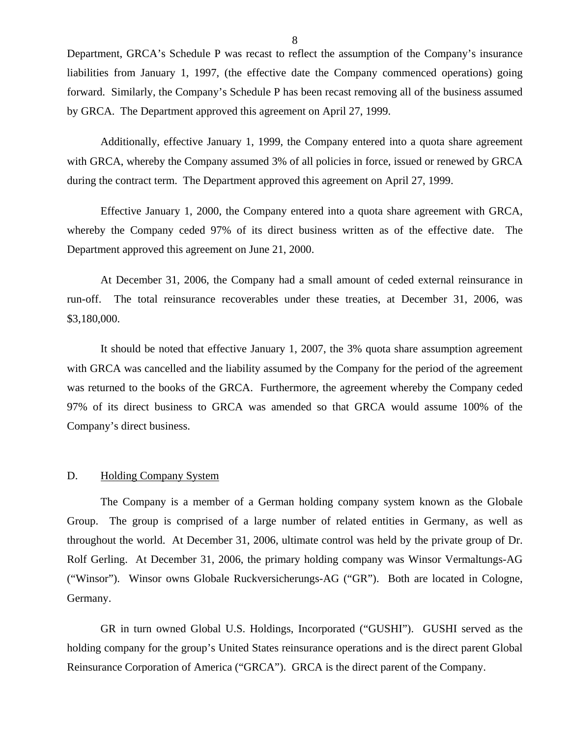Department, GRCA's Schedule P was recast to reflect the assumption of the Company's insurance liabilities from January 1, 1997, (the effective date the Company commenced operations) going forward. Similarly, the Company's Schedule P has been recast removing all of the business assumed by GRCA. The Department approved this agreement on April 27, 1999.

Additionally, effective January 1, 1999, the Company entered into a quota share agreement with GRCA, whereby the Company assumed 3% of all policies in force, issued or renewed by GRCA during the contract term. The Department approved this agreement on April 27, 1999.

Effective January 1, 2000, the Company entered into a quota share agreement with GRCA, whereby the Company ceded 97% of its direct business written as of the effective date. The Department approved this agreement on June 21, 2000.

At December 31, 2006, the Company had a small amount of ceded external reinsurance in run-off. The total reinsurance recoverables under these treaties, at December 31, 2006, was $3,180,000.

It should be noted that effective January 1, 2007, the 3% quota share assumption agreement with GRCA was cancelled and the liability assumed by the Company for the period of the agreement was returned to the books of the GRCA. Furthermore, the agreement whereby the Company ceded 97% of its direct business to GRCA was amended so that GRCA would assume 100% of the Company's direct business.

## D. Holding Company System

The Company is a member of a German holding company system known as the Globale Group. The group is comprised of a large number of related entities in Germany, as well as throughout the world. At December 31, 2006, ultimate control was held by the private group of Dr. Rolf Gerling. At December 31, 2006, the primary holding company was Winsor Vermaltungs-AG ("Winsor"). Winsor owns Globale Ruckversicherungs-AG ("GR"). Both are located in Cologne, Germany.

GR in turn owned Global U.S. Holdings, Incorporated ("GUSHI"). GUSHI served as the holding company for the group's United States reinsurance operations and is the direct parent Global Reinsurance Corporation of America ("GRCA"). GRCA is the direct parent of the Company.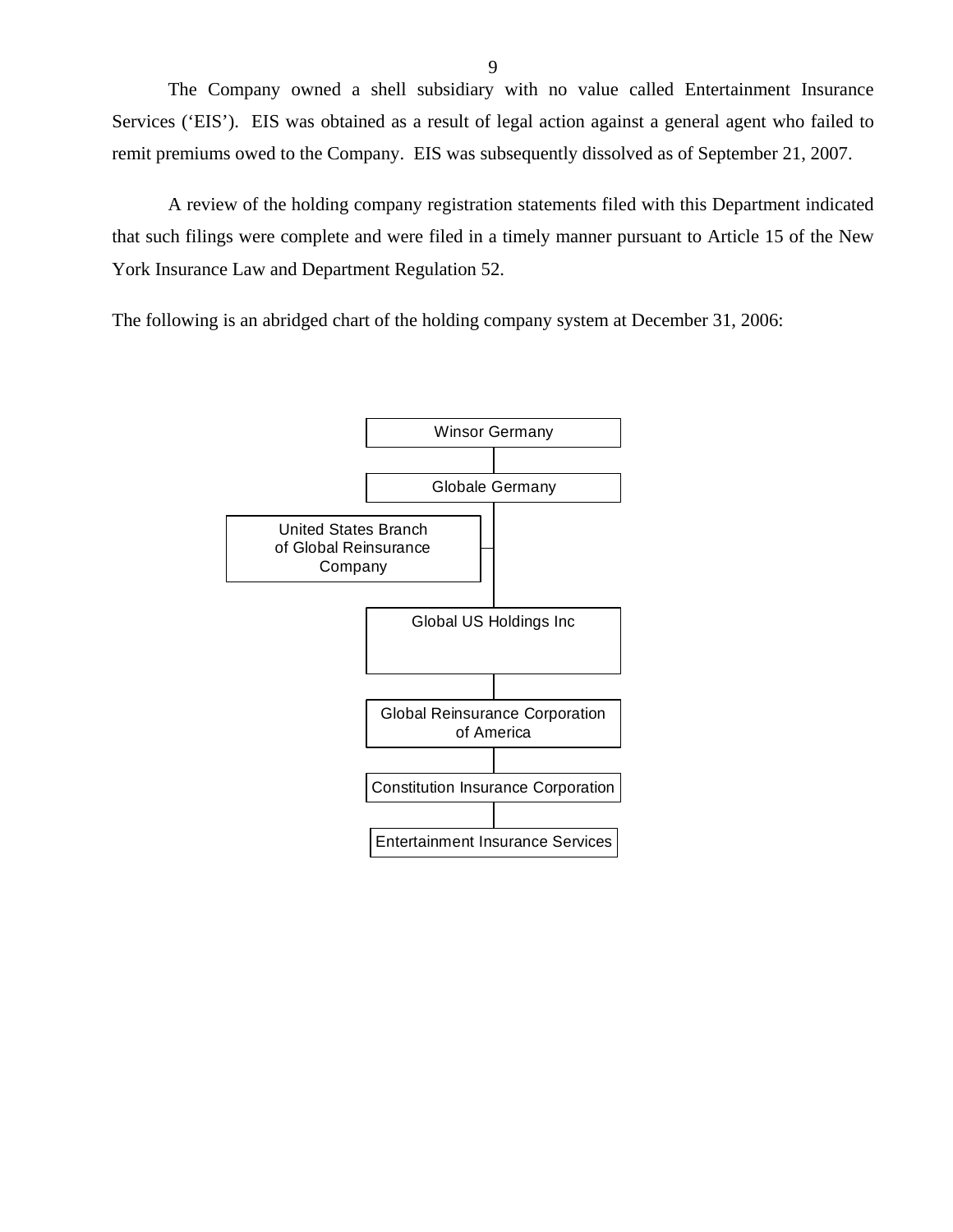The Company owned a shell subsidiary with no value called Entertainment Insurance Services ('EIS'). EIS was obtained as a result of legal action against a general agent who failed to remit premiums owed to the Company. EIS was subsequently dissolved as of September 21, 2007.

A review of the holding company registration statements filed with this Department indicated that such filings were complete and were filed in a timely manner pursuant to Article 15 of the New York Insurance Law and Department Regulation 52.

The following is an abridged chart of the holding company system at December 31, 2006:

Winsor Germany

Globale Germany

United States Branch of Global Reinsurance Company

Global US Holdings Inc

Global Reinsurance Corporation of America

Constitution Insurance Corporation

Entertainment Insurance Services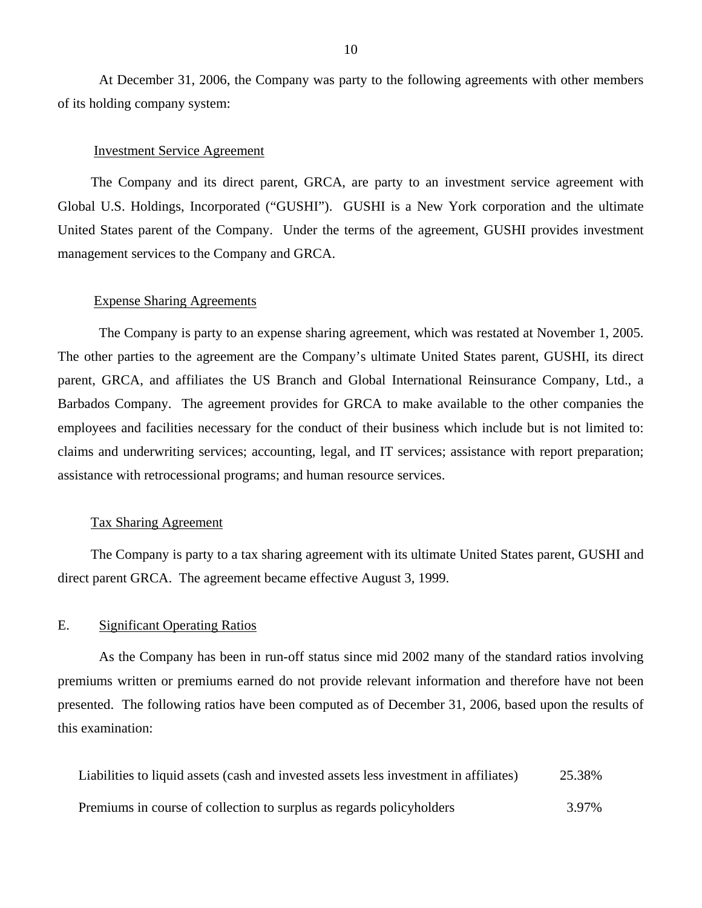At December 31, 2006, the Company was party to the following agreements with other members of its holding company system:

Investment Service Agreement

The Company and its direct parent, GRCA, are party to an investment service agreement with Global U.S. Holdings, Incorporated ("GUSHI"). GUSHI is a New York corporation and the ultimate United States parent of the Company. Under the terms of the agreement, GUSHI provides investment management services to the Company and GRCA.

Expense Sharing Agreements

The Company is party to an expense sharing agreement, which was restated at November 1, 2005. The other parties to the agreement are the Company's ultimate United States parent, GUSHI, its direct parent, GRCA, and affiliates the US Branch and Global International Reinsurance Company, Ltd., a Barbados Company. The agreement provides for GRCA to make available to the other companies the employees and facilities necessary for the conduct of their business which include but is not limited to: claims and underwriting services; accounting, legal, and IT services; assistance with report preparation; assistance with retrocessional programs; and human resource services.

Tax Sharing Agreement

The Company is party to a tax sharing agreement with its ultimate United States parent, GUSHI and direct parent GRCA. The agreement became effective August 3, 1999.

## E. Significant Operating Ratios

As the Company has been in run-off status since mid 2002 many of the standard ratios involving premiums written or premiums earned do not provide relevant information and therefore have not been presented. The following ratios have been computed as of December 31, 2006, based upon the results of this examination:

| | |
|---|---|
| Liabilities to liquid assets (cash and invested assets less investment in affiliates) | 25.38% |
| Premiums in course of collection to surplus as regards policyholders | 3.97% |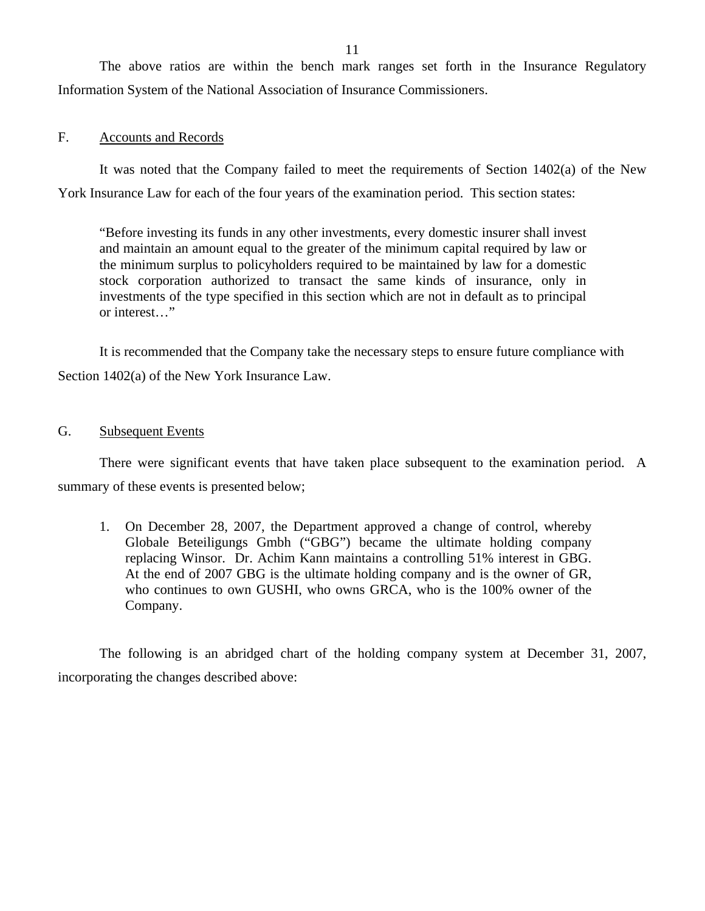The above ratios are within the bench mark ranges set forth in the Insurance Regulatory Information System of the National Association of Insurance Commissioners.

## F. Accounts and Records

It was noted that the Company failed to meet the requirements of Section 1402(a) of the New York Insurance Law for each of the four years of the examination period. This section states:

> "Before investing its funds in any other investments, every domestic insurer shall invest and maintain an amount equal to the greater of the minimum capital required by law or the minimum surplus to policyholders required to be maintained by law for a domestic stock corporation authorized to transact the same kinds of insurance, only in investments of the type specified in this section which are not in default as to principal or interest…"

It is recommended that the Company take the necessary steps to ensure future compliance with Section 1402(a) of the New York Insurance Law.

## G. Subsequent Events

There were significant events that have taken place subsequent to the examination period. A summary of these events is presented below;

1. On December 28, 2007, the Department approved a change of control, whereby Globale Beteiligungs Gmbh ("GBG") became the ultimate holding company replacing Winsor. Dr. Achim Kann maintains a controlling 51% interest in GBG. At the end of 2007 GBG is the ultimate holding company and is the owner of GR, who continues to own GUSHI, who owns GRCA, who is the 100% owner of the Company.

The following is an abridged chart of the holding company system at December 31, 2007, incorporating the changes described above: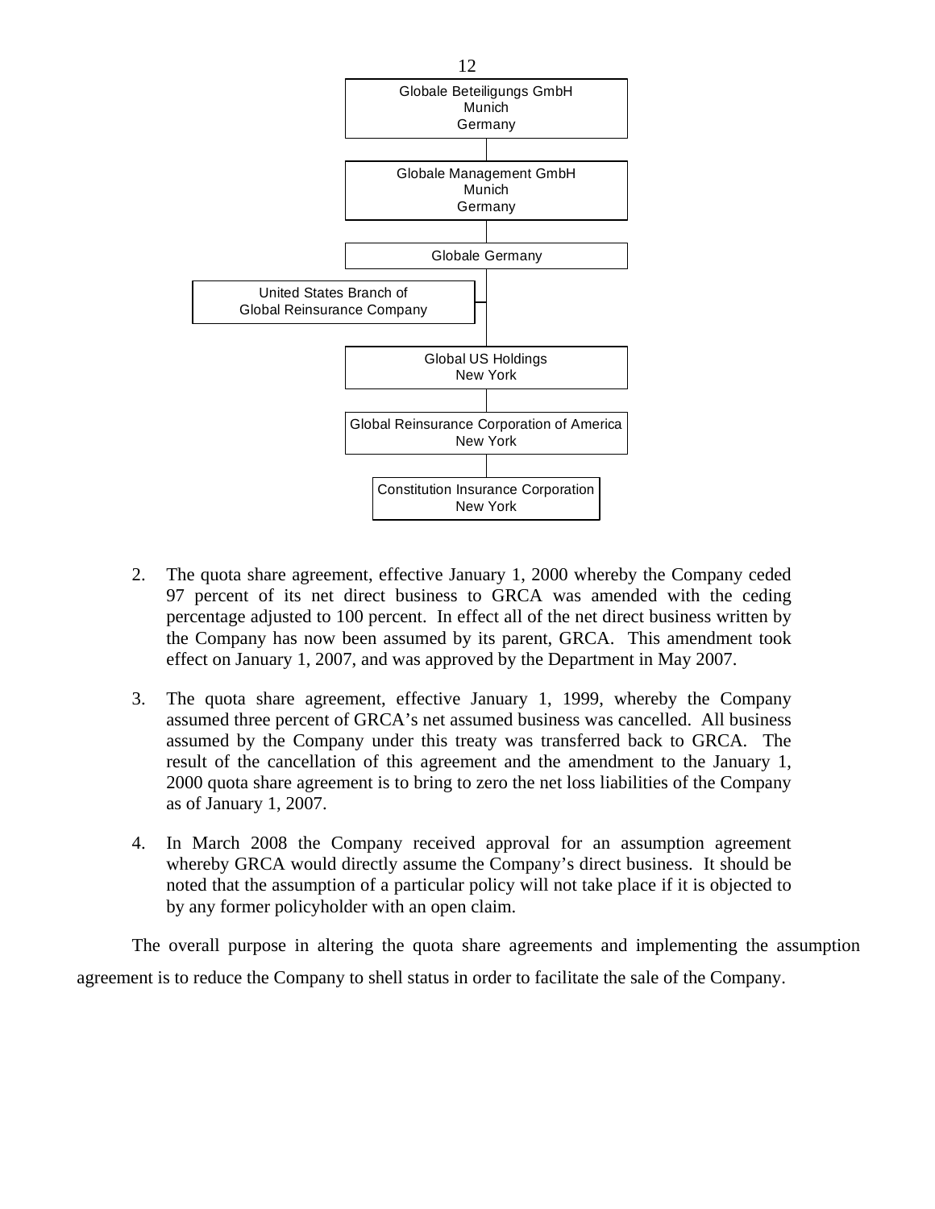Globale Beteiligungs GmbH
Munich
Germany

Globale Management GmbH
Munich
Germany

Globale Germany

United States Branch of
Global Reinsurance Company

Global US Holdings
New York

Global Reinsurance Corporation of America
New York

Constitution Insurance Corporation
New York

2. The quota share agreement, effective January 1, 2000 whereby the Company ceded 97 percent of its net direct business to GRCA was amended with the ceding percentage adjusted to 100 percent. In effect all of the net direct business written by the Company has now been assumed by its parent, GRCA. This amendment took effect on January 1, 2007, and was approved by the Department in May 2007.

3. The quota share agreement, effective January 1, 1999, whereby the Company assumed three percent of GRCA's net assumed business was cancelled. All business assumed by the Company under this treaty was transferred back to GRCA. The result of the cancellation of this agreement and the amendment to the January 1, 2000 quota share agreement is to bring to zero the net loss liabilities of the Company as of January 1, 2007.

4. In March 2008 the Company received approval for an assumption agreement whereby GRCA would directly assume the Company's direct business. It should be noted that the assumption of a particular policy will not take place if it is objected to by any former policyholder with an open claim.

The overall purpose in altering the quota share agreements and implementing the assumption agreement is to reduce the Company to shell status in order to facilitate the sale of the Company.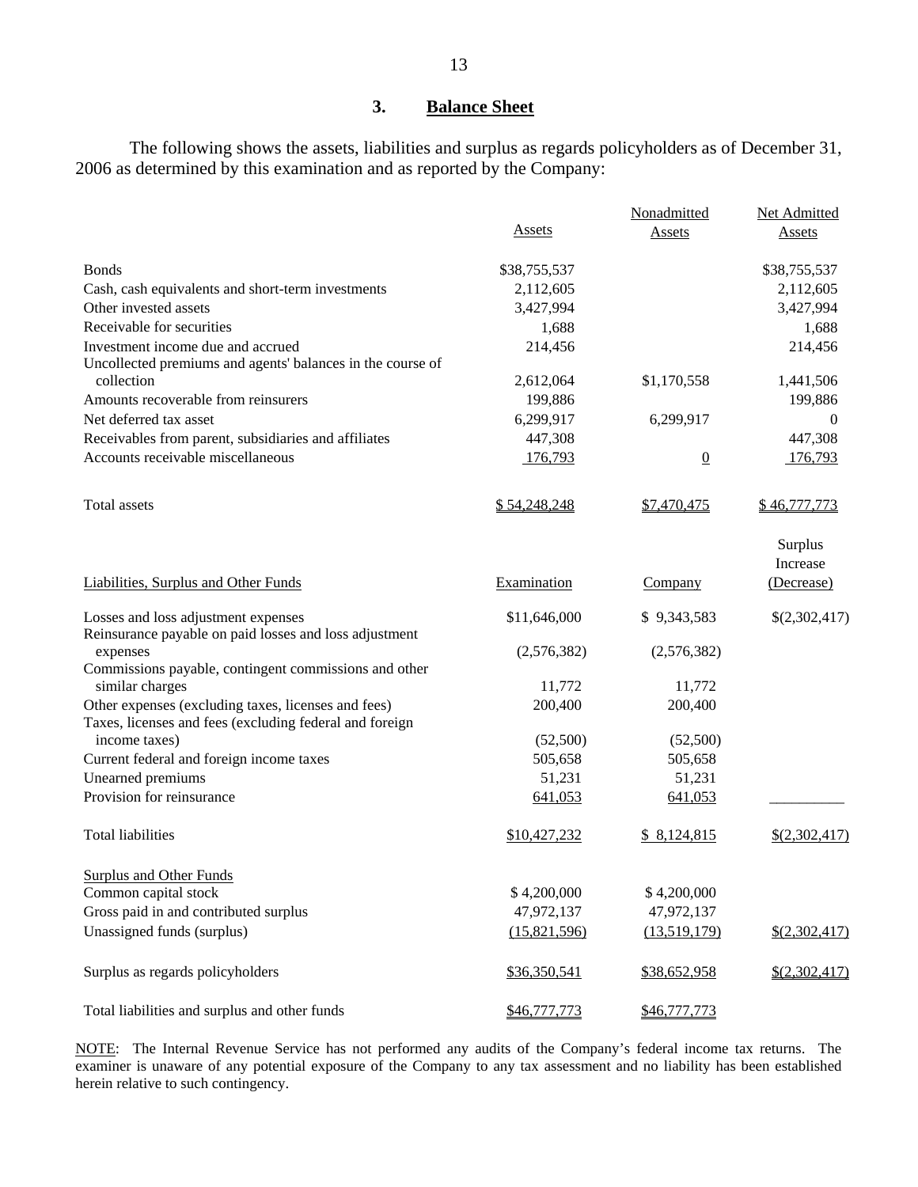## 3. Balance Sheet

The following shows the assets, liabilities and surplus as regards policyholders as of December 31, 2006 as determined by this examination and as reported by the Company:

| | Assets | Nonadmitted Assets | Net Admitted Assets |
|---|---|---|---|
| Bonds | $38,755,537 | | $38,755,537 |
| Cash, cash equivalents and short-term investments | 2,112,605 | | 2,112,605 |
| Other invested assets | 3,427,994 | | 3,427,994 |
| Receivable for securities | 1,688 | | 1,688 |
| Investment income due and accrued | 214,456 | | 214,456 |
| Uncollected premiums and agents' balances in the course of collection | 2,612,064 | $1,170,558 | 1,441,506 |
| Amounts recoverable from reinsurers | 199,886 | | 199,886 |
| Net deferred tax asset | 6,299,917 | 6,299,917 | 0 |
| Receivables from parent, subsidiaries and affiliates | 447,308 | | 447,308 |
| Accounts receivable miscellaneous | 176,793 | 0 | 176,793 |
| Total assets | $ 54,248,248 | $7,470,475 | $ 46,777,773 |

| Liabilities, Surplus and Other Funds | Examination | Company | Surplus Increase (Decrease) |
|---|---|---|---|
| Losses and loss adjustment expenses | $11,646,000 | $ 9,343,583 | $(2,302,417) |
| Reinsurance payable on paid losses and loss adjustment expenses | (2,576,382) | (2,576,382) | |
| Commissions payable, contingent commissions and other similar charges | 11,772 | 11,772 | |
| Other expenses (excluding taxes, licenses and fees) | 200,400 | 200,400 | |
| Taxes, licenses and fees (excluding federal and foreign income taxes) | (52,500) | (52,500) | |
| Current federal and foreign income taxes | 505,658 | 505,658 | |
| Unearned premiums | 51,231 | 51,231 | |
| Provision for reinsurance | 641,053 | 641,053 | |
| Total liabilities | $10,427,232 | $ 8,124,815 | $(2,302,417) |
| Surplus and Other Funds | | | |
| Common capital stock | $ 4,200,000 | $ 4,200,000 | |
| Gross paid in and contributed surplus | 47,972,137 | 47,972,137 | |
| Unassigned funds (surplus) | (15,821,596) | (13,519,179) | $(2,302,417) |
| Surplus as regards policyholders | $36,350,541 | $38,652,958 | $(2,302,417) |
| Total liabilities and surplus and other funds | $46,777,773 | $46,777,773 | |

NOTE: The Internal Revenue Service has not performed any audits of the Company's federal income tax returns. The examiner is unaware of any potential exposure of the Company to any tax assessment and no liability has been established herein relative to such contingency.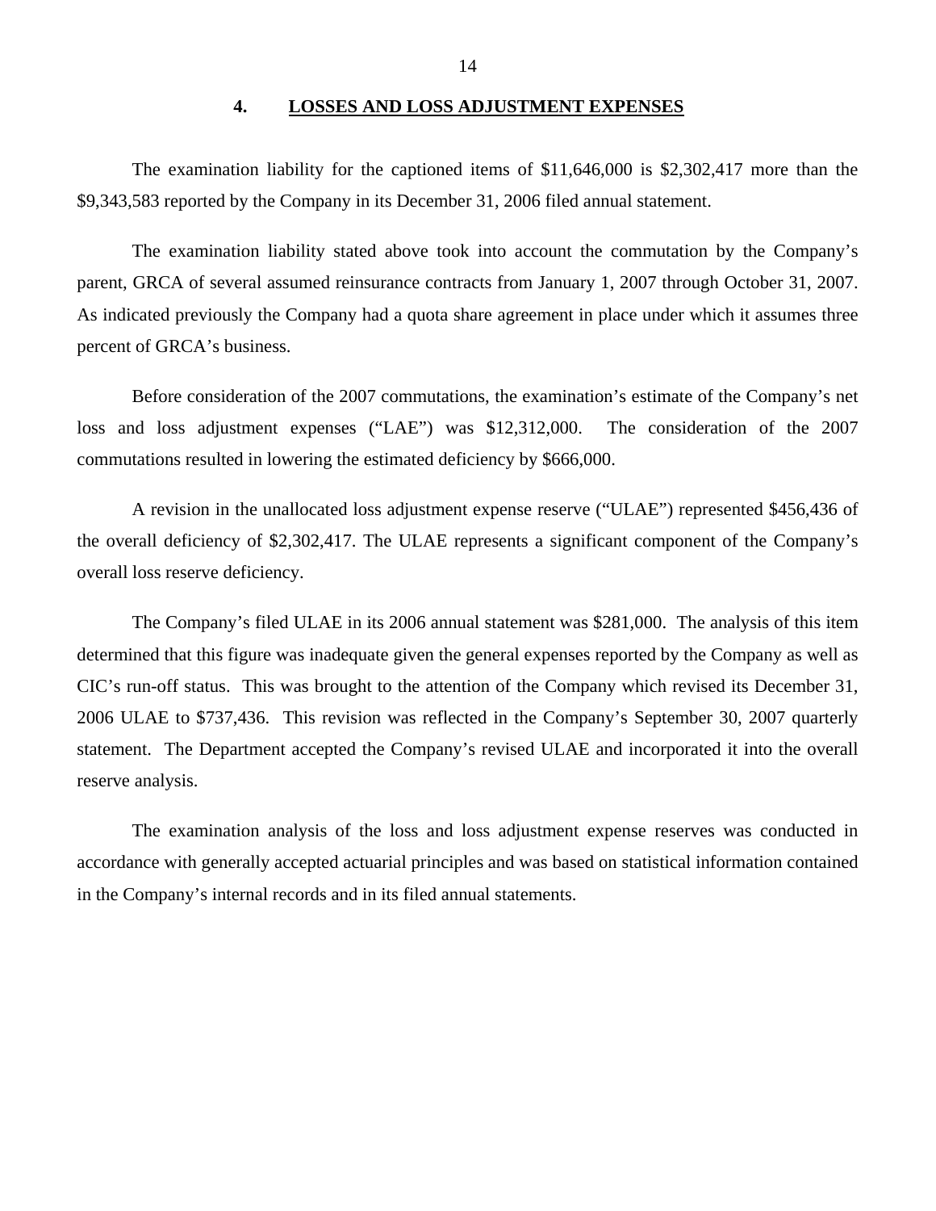## 4. LOSSES AND LOSS ADJUSTMENT EXPENSES

The examination liability for the captioned items of \$11,646,000 is \$2,302,417 more than the \$9,343,583 reported by the Company in its December 31, 2006 filed annual statement.

The examination liability stated above took into account the commutation by the Company's parent, GRCA of several assumed reinsurance contracts from January 1, 2007 through October 31, 2007. As indicated previously the Company had a quota share agreement in place under which it assumes three percent of GRCA's business.

Before consideration of the 2007 commutations, the examination's estimate of the Company's net loss and loss adjustment expenses ("LAE") was \$12,312,000. The consideration of the 2007 commutations resulted in lowering the estimated deficiency by \$666,000.

A revision in the unallocated loss adjustment expense reserve ("ULAE") represented \$456,436 of the overall deficiency of \$2,302,417. The ULAE represents a significant component of the Company's overall loss reserve deficiency.

The Company's filed ULAE in its 2006 annual statement was \$281,000. The analysis of this item determined that this figure was inadequate given the general expenses reported by the Company as well as CIC's run-off status. This was brought to the attention of the Company which revised its December 31, 2006 ULAE to \$737,436. This revision was reflected in the Company's September 30, 2007 quarterly statement. The Department accepted the Company's revised ULAE and incorporated it into the overall reserve analysis.

The examination analysis of the loss and loss adjustment expense reserves was conducted in accordance with generally accepted actuarial principles and was based on statistical information contained in the Company's internal records and in its filed annual statements.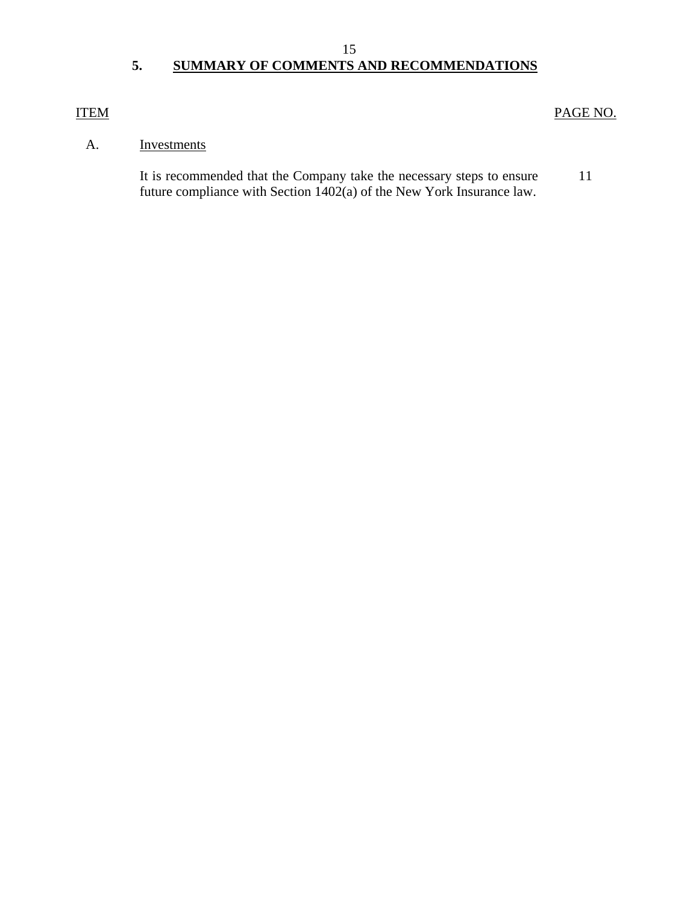## 5. SUMMARY OF COMMENTS AND RECOMMENDATIONS

| ITEM | | PAGE NO. |
|---|---|---|
| A. | Investments | |
| | It is recommended that the Company take the necessary steps to ensure future compliance with Section 1402(a) of the New York Insurance law. | 11 |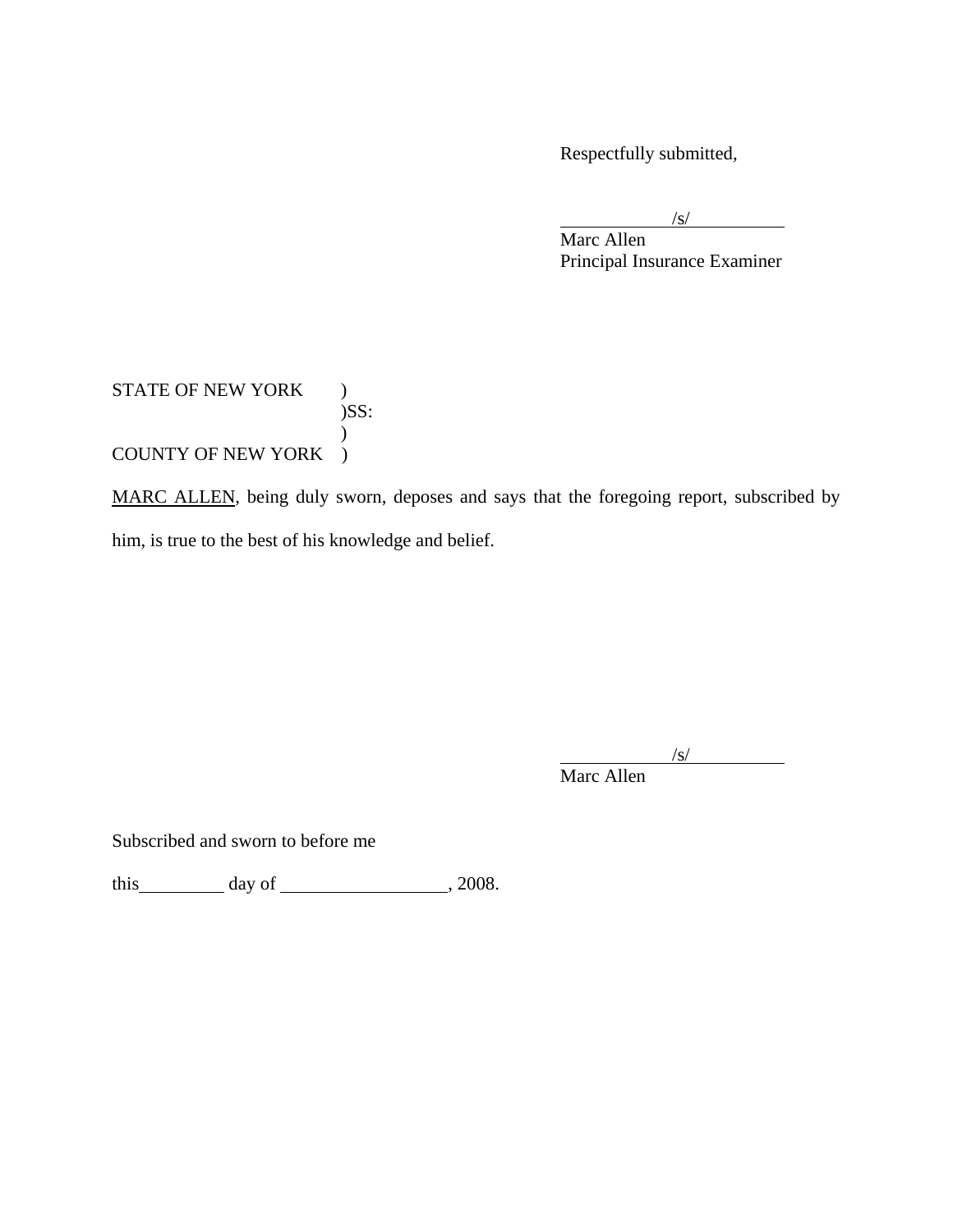Respectfully submitted,

/s/

Marc Allen
Principal Insurance Examiner

STATE OF NEW YORK )
)SS:
)
COUNTY OF NEW YORK )

MARC ALLEN, being duly sworn, deposes and says that the foregoing report, subscribed by him, is true to the best of his knowledge and belief.

/s/

Marc Allen

Subscribed and sworn to before me

this\_\_\_\_\_\_\_\_\_ day of \_\_\_\_\_\_\_\_\_\_\_\_\_\_\_\_\_\_, 2008.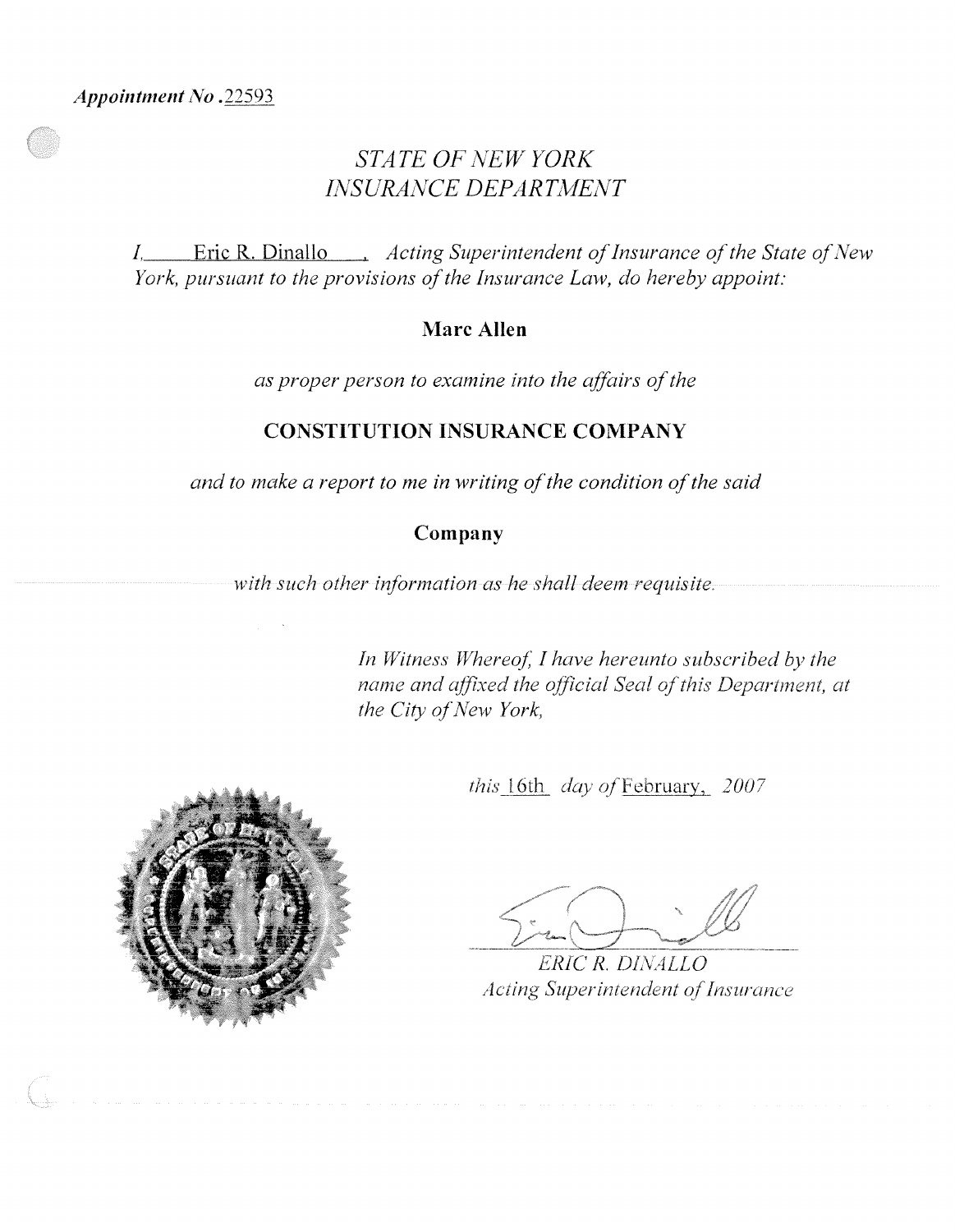*Appointment No .*22593

## *STATE OF NEW YORK*
## *INSURANCE DEPARTMENT*

*I,* Eric R. Dinallo *, Acting Superintendent of Insurance of the State of New York, pursuant to the provisions of the Insurance Law, do hereby appoint:*

**Marc Allen**

*as proper person to examine into the affairs of the*

**CONSTITUTION INSURANCE COMPANY**

*and to make a report to me in writing of the condition of the said*

**Company**

*with such other information as he shall deem requisite.*

*In Witness Whereof, I have hereunto subscribed by the name and affixed the official Seal of this Department, at the City of New York,*

*this* 16th *day of* February, *2007*

*ERIC R. DINALLO*
*Acting Superintendent of Insurance*